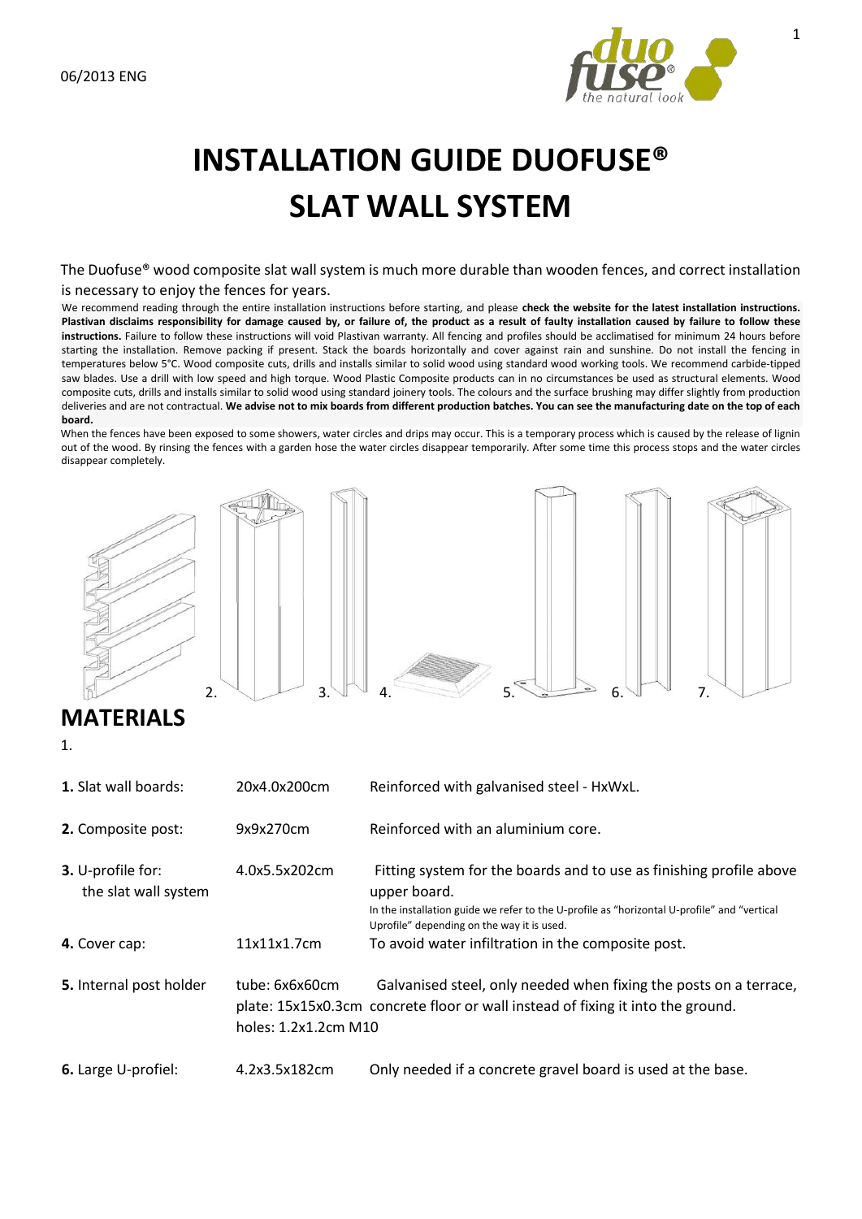06/2013 ENG

# INSTALLATION GUIDE DUOFUSE®
# SLAT WALL SYSTEM

The Duofuse® wood composite slat wall system is much more durable than wooden fences, and correct installation is necessary to enjoy the fences for years.

We recommend reading through the entire installation instructions before starting, and please **check the website for the latest installation instructions. Plastivan disclaims responsibility for damage caused by, or failure of, the product as a result of faulty installation caused by failure to follow these instructions.** Failure to follow these instructions will void Plastivan warranty. All fencing and profiles should be acclimatised for minimum 24 hours before starting the installation. Remove packing if present. Stack the boards horizontally and cover against rain and sunshine. Do not install the fencing in temperatures below 5°C. Wood composite cuts, drills and installs similar to solid wood using standard wood working tools. We recommend carbide-tipped saw blades. Use a drill with low speed and high torque. Wood Plastic Composite products can in no circumstances be used as structural elements. Wood composite cuts, drills and installs similar to solid wood using standard joinery tools. The colours and the surface brushing may differ slightly from production deliveries and are not contractual. **We advise not to mix boards from different production batches. You can see the manufacturing date on the top of each board.**

When the fences have been exposed to some showers, water circles and drips may occur. This is a temporary process which is caused by the release of lignin out of the wood. By rinsing the fences with a garden hose the water circles disappear temporarily. After some time this process stops and the water circles disappear completely.

1. 2. 3. 4. 5. 6. 7.

## MATERIALS

| | | |
|---|---|---|
| **1.** Slat wall boards: | 20x4.0x200cm | Reinforced with galvanised steel - HxWxL. |
| **2.** Composite post: | 9x9x270cm | Reinforced with an aluminium core. |
| **3.** U-profile for: the slat wall system | 4.0x5.5x202cm | Fitting system for the boards and to use as finishing profile above upper board. In the installation guide we refer to the U-profile as "horizontal U-profile" and "vertical Uprofile" depending on the way it is used. |
| **4.** Cover cap: | 11x11x1.7cm | To avoid water infiltration in the composite post. |
| **5.** Internal post holder | tube: 6x6x60cm plate: 15x15x0.3cm holes: 1.2x1.2cm M10 | Galvanised steel, only needed when fixing the posts on a terrace, concrete floor or wall instead of fixing it into the ground. |
| **6.** Large U-profiel: | 4.2x3.5x182cm | Only needed if a concrete gravel board is used at the base. |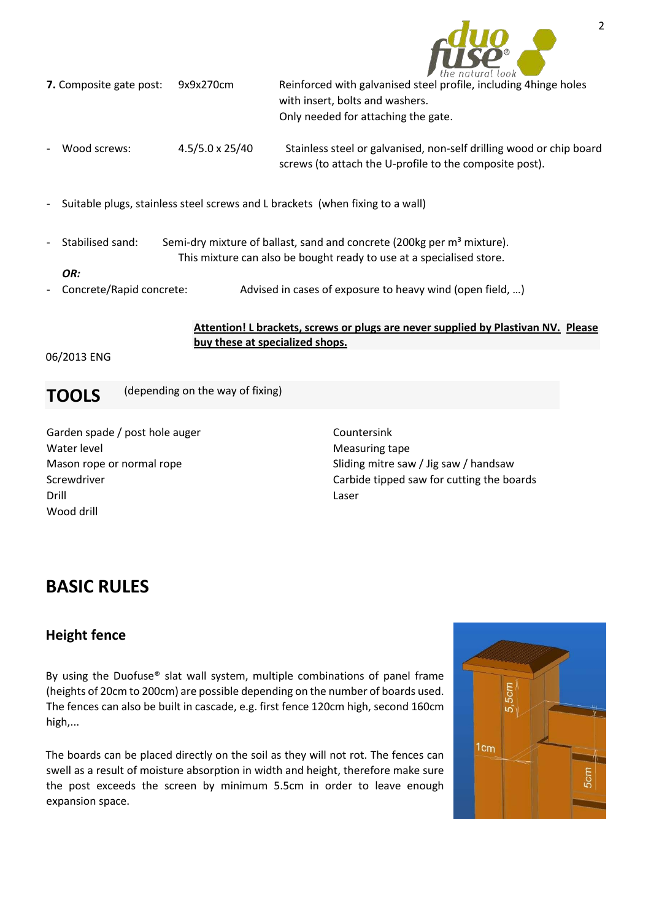**7.** Composite gate post: 9x9x270cm — Reinforced with galvanised steel profile, including 4hinge holes with insert, bolts and washers. Only needed for attaching the gate.

- Wood screws: 4.5/5.0 x 25/40 — Stainless steel or galvanised, non-self drilling wood or chip board screws (to attach the U-profile to the composite post).

- Suitable plugs, stainless steel screws and L brackets (when fixing to a wall)

- Stabilised sand: Semi-dry mixture of ballast, sand and concrete (200kg per m³ mixture). This mixture can also be bought ready to use at a specialised store.

***OR:***

- Concrete/Rapid concrete: Advised in cases of exposure to heavy wind (open field, …)

**Attention! L brackets, screws or plugs are never supplied by Plastivan NV. Please buy these at specialized shops.**

06/2013 ENG

## TOOLS (depending on the way of fixing)

Garden spade / post hole auger
Water level
Mason rope or normal rope
Screwdriver
Drill
Wood drill
Countersink
Measuring tape
Sliding mitre saw / Jig saw / handsaw
Carbide tipped saw for cutting the boards
Laser

## BASIC RULES

### Height fence

By using the Duofuse® slat wall system, multiple combinations of panel frame (heights of 20cm to 200cm) are possible depending on the number of boards used. The fences can also be built in cascade, e.g. first fence 120cm high, second 160cm high,...

The boards can be placed directly on the soil as they will not rot. The fences can swell as a result of moisture absorption in width and height, therefore make sure the post exceeds the screen by minimum 5.5cm in order to leave enough expansion space.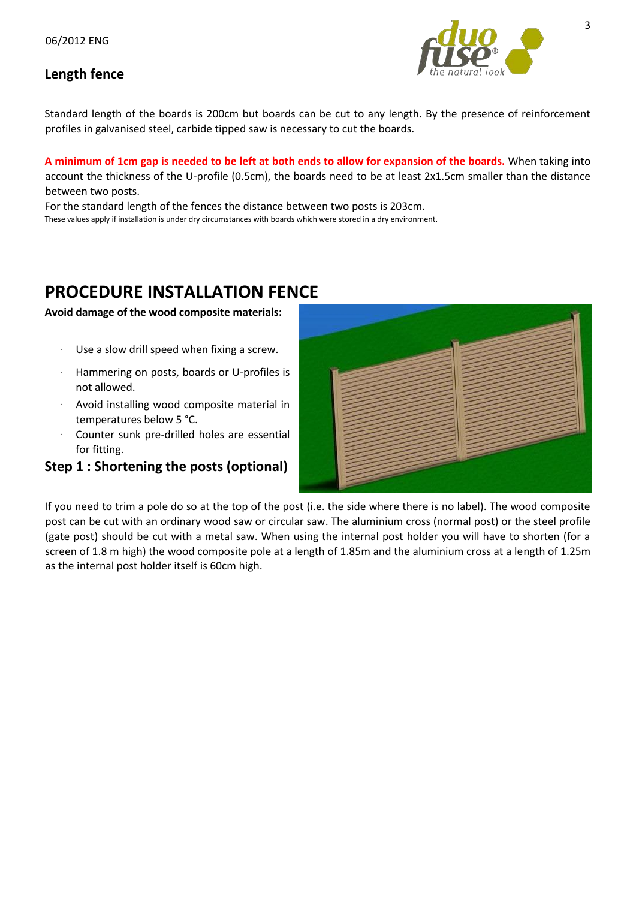## Length fence

Standard length of the boards is 200cm but boards can be cut to any length. By the presence of reinforcement profiles in galvanised steel, carbide tipped saw is necessary to cut the boards.

**A minimum of 1cm gap is needed to be left at both ends to allow for expansion of the boards.** When taking into account the thickness of the U-profile (0.5cm), the boards need to be at least 2x1.5cm smaller than the distance between two posts.

For the standard length of the fences the distance between two posts is 203cm.

These values apply if installation is under dry circumstances with boards which were stored in a dry environment.

# PROCEDURE INSTALLATION FENCE

**Avoid damage of the wood composite materials:**

- Use a slow drill speed when fixing a screw.
- Hammering on posts, boards or U-profiles is not allowed.
- Avoid installing wood composite material in temperatures below 5 °C.
- Counter sunk pre-drilled holes are essential for fitting.

## Step 1 : Shortening the posts (optional)

If you need to trim a pole do so at the top of the post (i.e. the side where there is no label). The wood composite post can be cut with an ordinary wood saw or circular saw. The aluminium cross (normal post) or the steel profile (gate post) should be cut with a metal saw. When using the internal post holder you will have to shorten (for a screen of 1.8 m high) the wood composite pole at a length of 1.85m and the aluminium cross at a length of 1.25m as the internal post holder itself is 60cm high.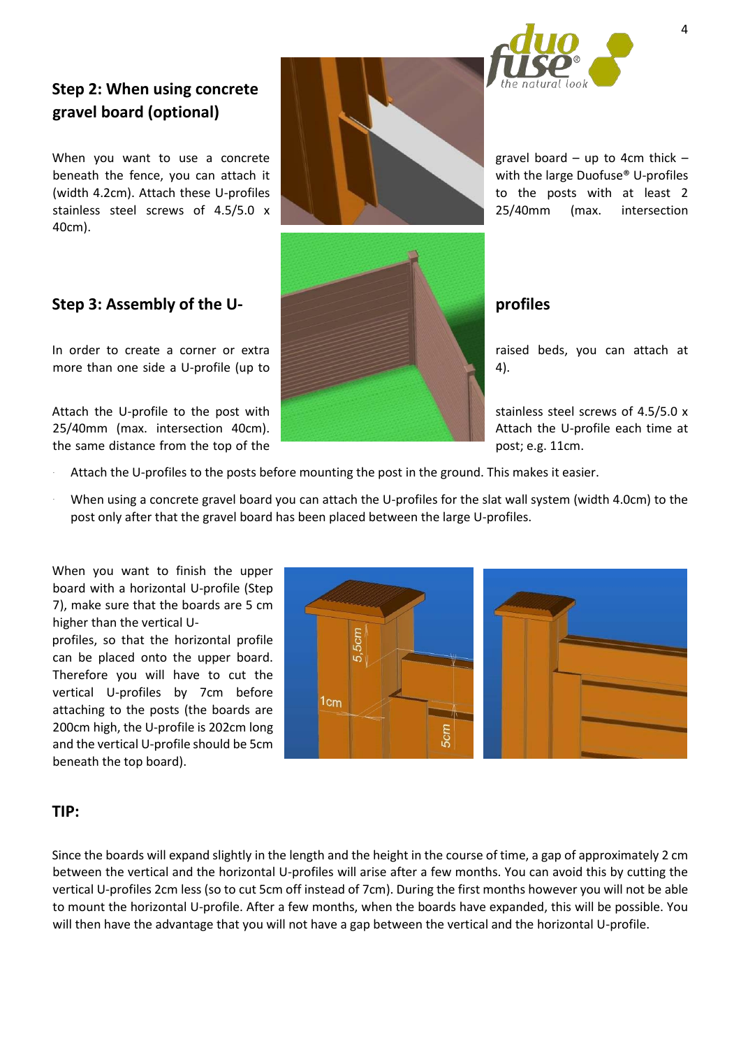## Step 2: When using concrete gravel board (optional)

When you want to use a concrete gravel board – up to 4cm thick – beneath the fence, you can attach it with the large Duofuse® U-profiles (width 4.2cm). Attach these U-profiles to the posts with at least 2 stainless steel screws of 4.5/5.0 x 25/40mm (max. intersection 40cm).

## Step 3: Assembly of the U-profiles

In order to create a corner or extra raised beds, you can attach at more than one side a U-profile (up to 4).

Attach the U-profile to the post with stainless steel screws of 4.5/5.0 x 25/40mm (max. intersection 40cm). Attach the U-profile each time at the same distance from the top of the post; e.g. 11cm.

- Attach the U-profiles to the posts before mounting the post in the ground. This makes it easier.
- When using a concrete gravel board you can attach the U-profiles for the slat wall system (width 4.0cm) to the post only after that the gravel board has been placed between the large U-profiles.

When you want to finish the upper board with a horizontal U-profile (Step 7), make sure that the boards are 5 cm higher than the vertical U-profiles, so that the horizontal profile can be placed onto the upper board. Therefore you will have to cut the vertical U-profiles by 7cm before attaching to the posts (the boards are 200cm high, the U-profile is 202cm long and the vertical U-profile should be 5cm beneath the top board).

## TIP:

Since the boards will expand slightly in the length and the height in the course of time, a gap of approximately 2 cm between the vertical and the horizontal U-profiles will arise after a few months. You can avoid this by cutting the vertical U-profiles 2cm less (so to cut 5cm off instead of 7cm). During the first months however you will not be able to mount the horizontal U-profile. After a few months, when the boards have expanded, this will be possible. You will then have the advantage that you will not have a gap between the vertical and the horizontal U-profile.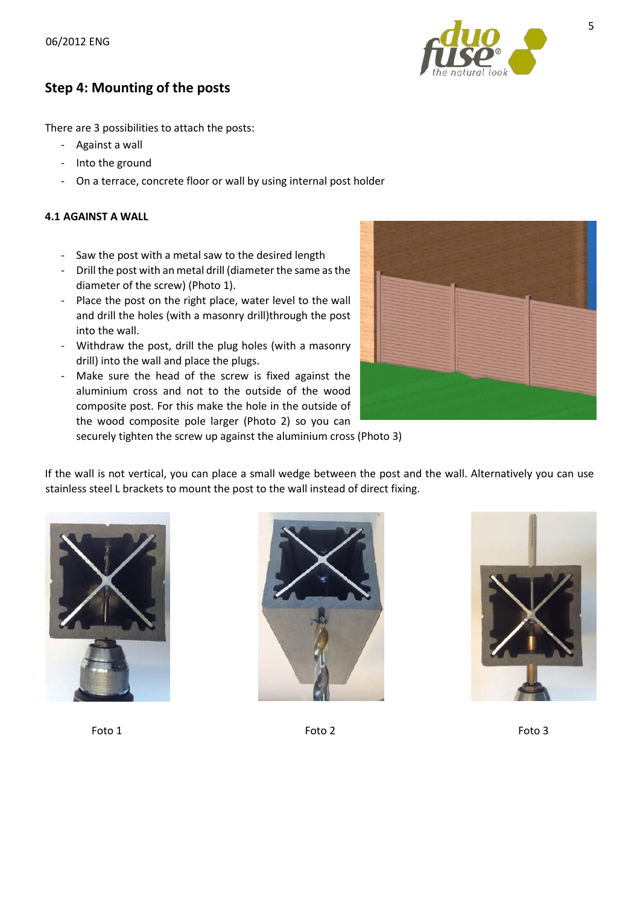## Step 4: Mounting of the posts

There are 3 possibilities to attach the posts:

- Against a wall
- Into the ground
- On a terrace, concrete floor or wall by using internal post holder

#### 4.1 AGAINST A WALL

- Saw the post with a metal saw to the desired length
- Drill the post with an metal drill (diameter the same as the diameter of the screw) (Photo 1).
- Place the post on the right place, water level to the wall and drill the holes (with a masonry drill)through the post into the wall.
- Withdraw the post, drill the plug holes (with a masonry drill) into the wall and place the plugs.
- Make sure the head of the screw is fixed against the aluminium cross and not to the outside of the wood composite post. For this make the hole in the outside of the wood composite pole larger (Photo 2) so you can securely tighten the screw up against the aluminium cross (Photo 3)

If the wall is not vertical, you can place a small wedge between the post and the wall. Alternatively you can use stainless steel L brackets to mount the post to the wall instead of direct fixing.

Foto 1

Foto 2

Foto 3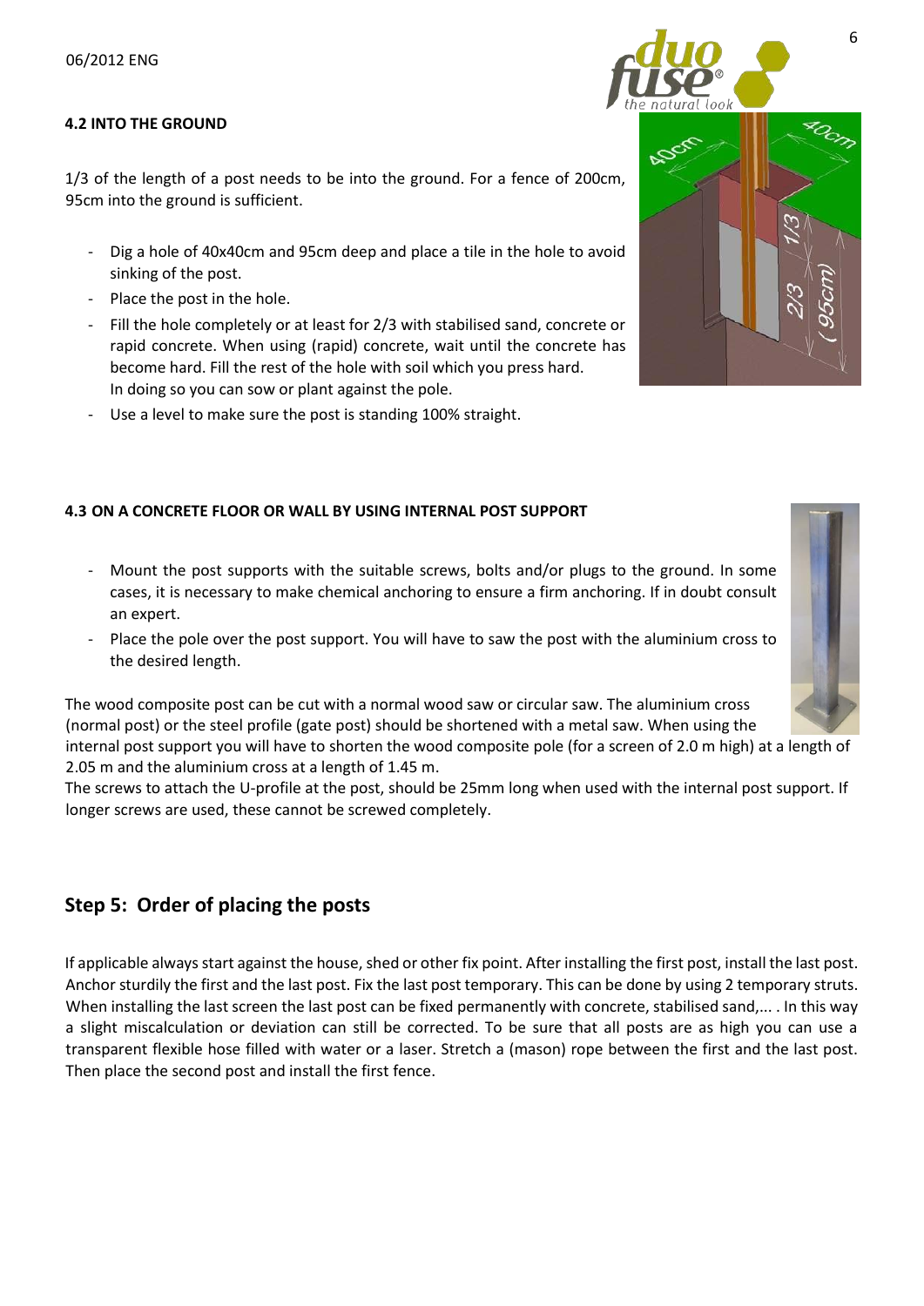#### 4.2 INTO THE GROUND

1/3 of the length of a post needs to be into the ground. For a fence of 200cm, 95cm into the ground is sufficient.

- Dig a hole of 40x40cm and 95cm deep and place a tile in the hole to avoid sinking of the post.
- Place the post in the hole.
- Fill the hole completely or at least for 2/3 with stabilised sand, concrete or rapid concrete. When using (rapid) concrete, wait until the concrete has become hard. Fill the rest of the hole with soil which you press hard. In doing so you can sow or plant against the pole.
- Use a level to make sure the post is standing 100% straight.

#### 4.3 ON A CONCRETE FLOOR OR WALL BY USING INTERNAL POST SUPPORT

- Mount the post supports with the suitable screws, bolts and/or plugs to the ground. In some cases, it is necessary to make chemical anchoring to ensure a firm anchoring. If in doubt consult an expert.
- Place the pole over the post support. You will have to saw the post with the aluminium cross to the desired length.

The wood composite post can be cut with a normal wood saw or circular saw. The aluminium cross (normal post) or the steel profile (gate post) should be shortened with a metal saw. When using the internal post support you will have to shorten the wood composite pole (for a screen of 2.0 m high) at a length of 2.05 m and the aluminium cross at a length of 1.45 m.
The screws to attach the U-profile at the post, should be 25mm long when used with the internal post support. If longer screws are used, these cannot be screwed completely.

## Step 5: Order of placing the posts

If applicable always start against the house, shed or other fix point. After installing the first post, install the last post. Anchor sturdily the first and the last post. Fix the last post temporary. This can be done by using 2 temporary struts. When installing the last screen the last post can be fixed permanently with concrete, stabilised sand,... . In this way a slight miscalculation or deviation can still be corrected. To be sure that all posts are as high you can use a transparent flexible hose filled with water or a laser. Stretch a (mason) rope between the first and the last post. Then place the second post and install the first fence.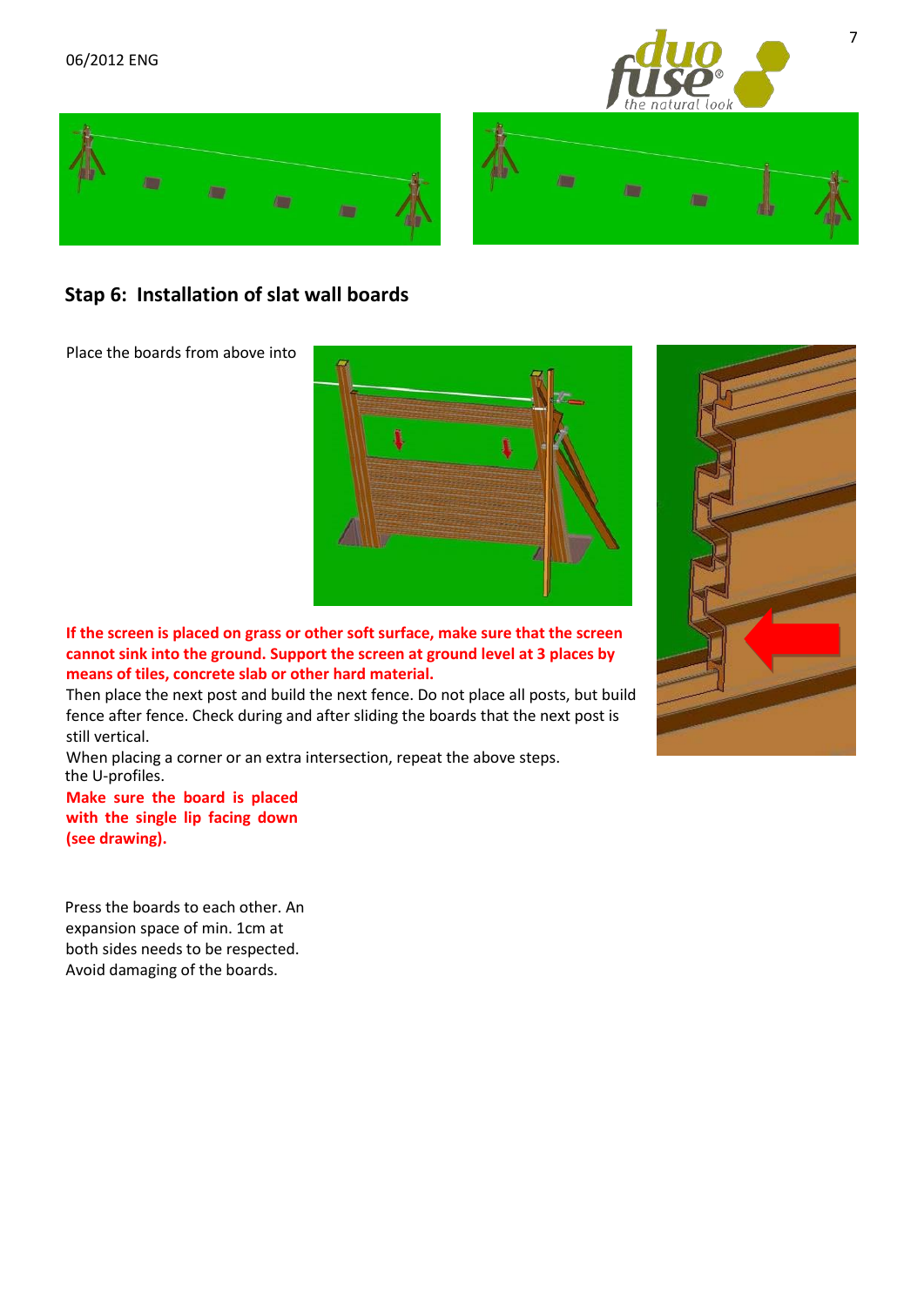## Stap 6: Installation of slat wall boards

Place the boards from above into the U-profiles.

**Make sure the board is placed with the single lip facing down (see drawing).**

**If the screen is placed on grass or other soft surface, make sure that the screen cannot sink into the ground. Support the screen at ground level at 3 places by means of tiles, concrete slab or other hard material.**

Then place the next post and build the next fence. Do not place all posts, but build fence after fence. Check during and after sliding the boards that the next post is still vertical.

When placing a corner or an extra intersection, repeat the above steps.

Press the boards to each other. An expansion space of min. 1cm at both sides needs to be respected. Avoid damaging of the boards.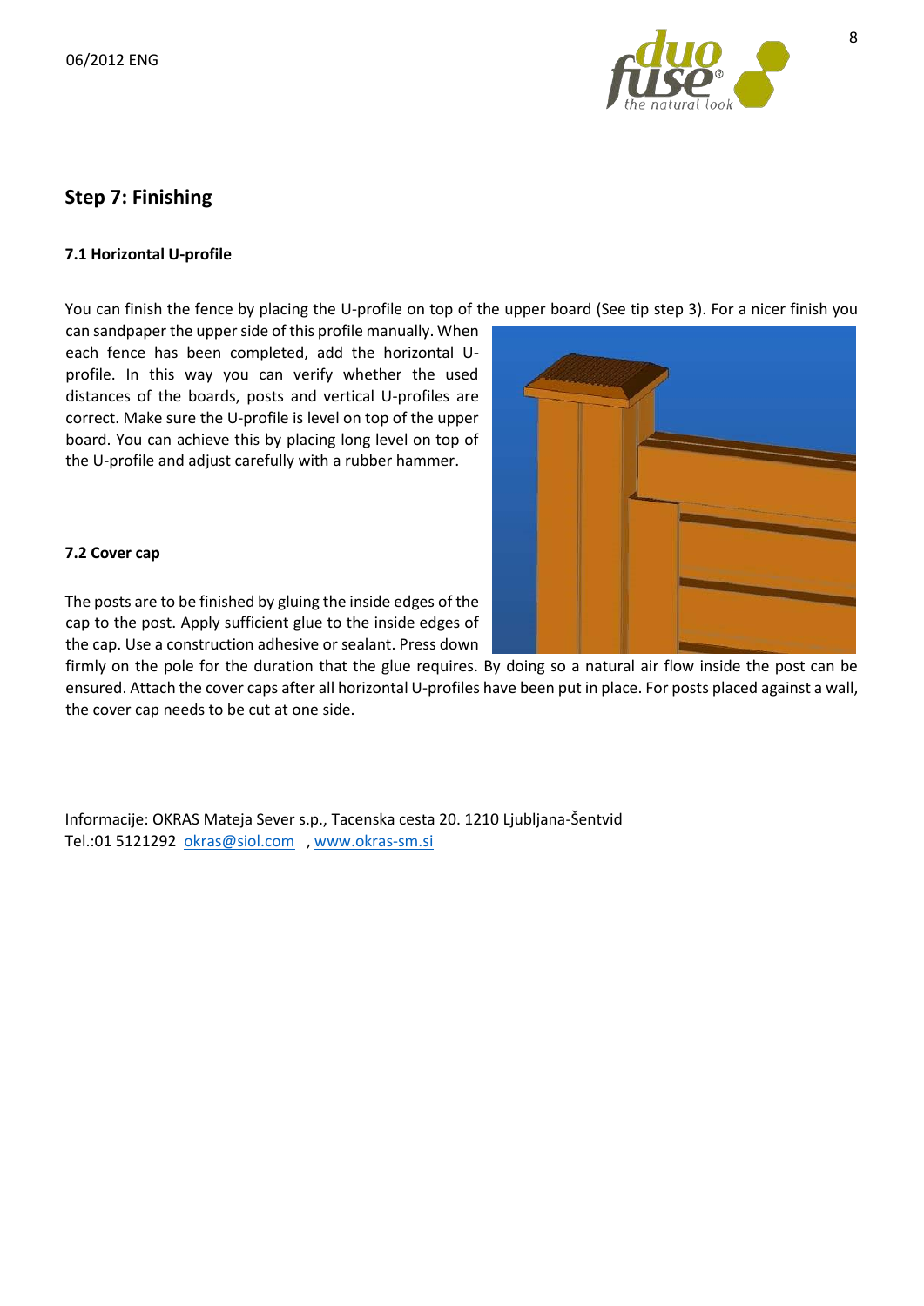## Step 7: Finishing

### 7.1 Horizontal U-profile

You can finish the fence by placing the U-profile on top of the upper board (See tip step 3). For a nicer finish you can sandpaper the upper side of this profile manually. When each fence has been completed, add the horizontal U-profile. In this way you can verify whether the used distances of the boards, posts and vertical U-profiles are correct. Make sure the U-profile is level on top of the upper board. You can achieve this by placing long level on top of the U-profile and adjust carefully with a rubber hammer.

### 7.2 Cover cap

The posts are to be finished by gluing the inside edges of the cap to the post. Apply sufficient glue to the inside edges of the cap. Use a construction adhesive or sealant. Press down firmly on the pole for the duration that the glue requires. By doing so a natural air flow inside the post can be ensured. Attach the cover caps after all horizontal U-profiles have been put in place. For posts placed against a wall, the cover cap needs to be cut at one side.

Informacije: OKRAS Mateja Sever s.p., Tacenska cesta 20. 1210 Ljubljana-Šentvid
Tel.:01 5121292 okras@siol.com , www.okras-sm.si